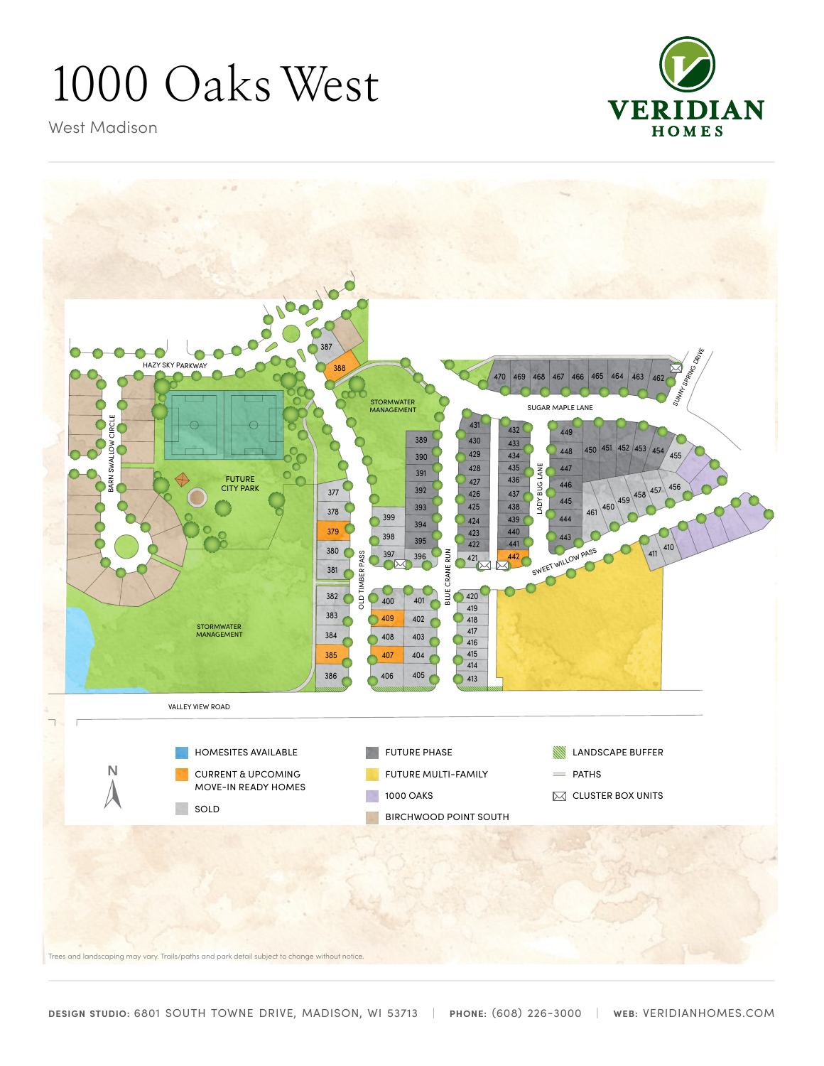# 1000 Oaks West

West Madison

VERIDIAN HOMES

HAZY SKY PARKWAY

BARN SWALLOW CIRCLE

FUTURE CITY PARK

STORMWATER MANAGEMENT

STORMWATER MANAGEMENT

OLD TIMBER PASS

BLUE CRANE RUN

LADY BUG LANE

SUGAR MAPLE LANE

SWEET WILLOW PASS

SUNNY SPRING DRIVE

VALLEY VIEW ROAD

387, 388, 377, 378, 379, 380, 381, 382, 383, 384, 385, 386, 389, 390, 391, 392, 393, 394, 395, 396, 397, 398, 399, 400, 401, 402, 403, 404, 405, 406, 407, 408, 409, 410, 411, 413, 414, 415, 416, 417, 418, 419, 420, 421, 422, 423, 424, 425, 426, 427, 428, 429, 430, 431, 432, 433, 434, 435, 436, 437, 438, 439, 440, 441, 442, 443, 444, 445, 446, 447, 448, 449, 450, 451, 452, 453, 454, 455, 456, 457, 458, 459, 460, 461, 462, 463, 464, 465, 466, 467, 468, 469, 470

N

- HOMESITES AVAILABLE
- CURRENT & UPCOMING MOVE-IN READY HOMES
- SOLD
- FUTURE PHASE
- FUTURE MULTI-FAMILY
- 1000 OAKS
- BIRCHWOOD POINT SOUTH
- LANDSCAPE BUFFER
- PATHS
- CLUSTER BOX UNITS

Trees and landscaping may vary. Trails/paths and park detail subject to change without notice.

**DESIGN STUDIO:** 6801 SOUTH TOWNE DRIVE, MADISON, WI 53713 | **PHONE:** (608) 226-3000 | **WEB:** VERIDIANHOMES.COM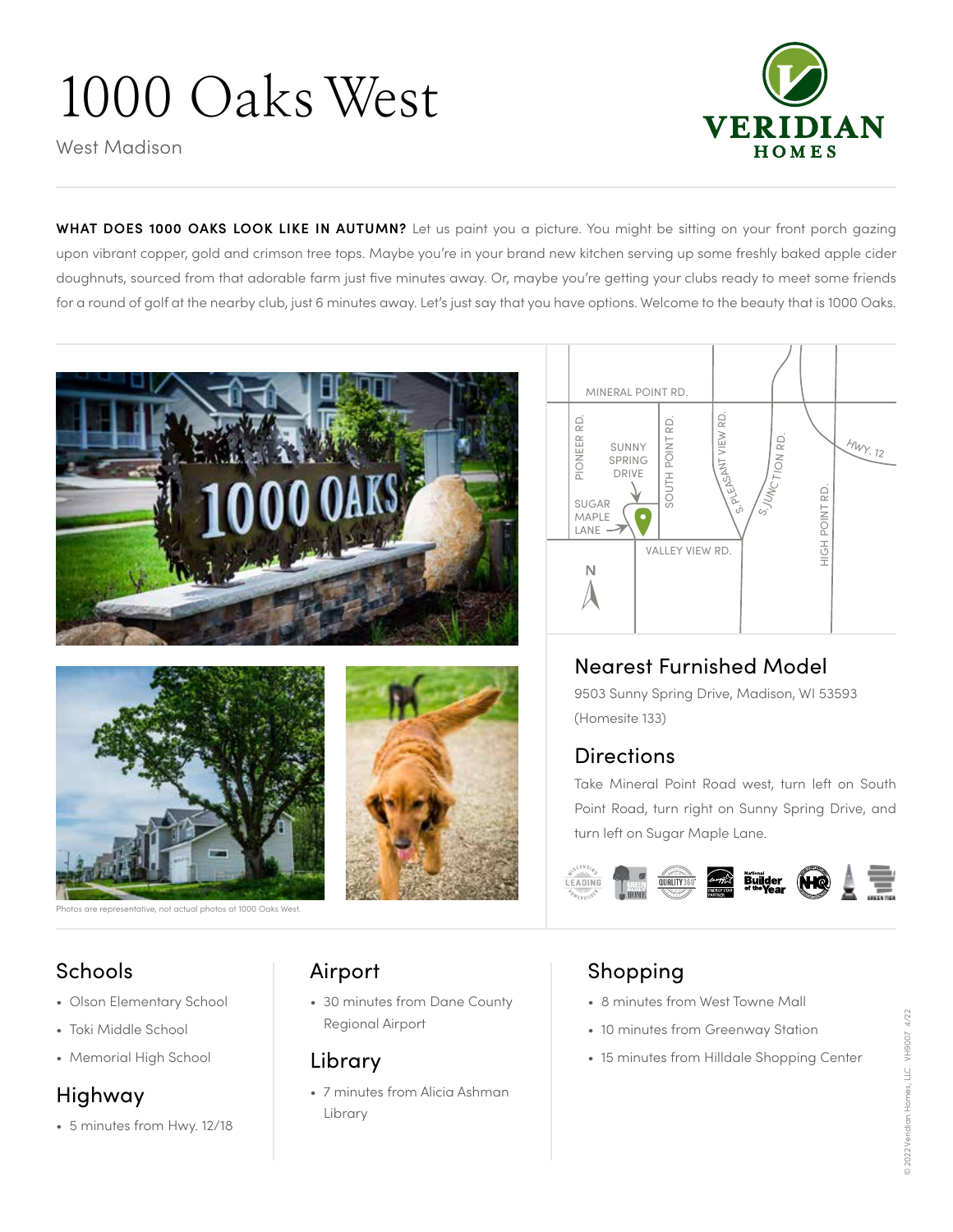# 1000 Oaks West

West Madison

VERIDIAN HOMES

**WHAT DOES 1000 OAKS LOOK LIKE IN AUTUMN?** Let us paint you a picture. You might be sitting on your front porch gazing upon vibrant copper, gold and crimson tree tops. Maybe you're in your brand new kitchen serving up some freshly baked apple cider doughnuts, sourced from that adorable farm just five minutes away. Or, maybe you're getting your clubs ready to meet some friends for a round of golf at the nearby club, just 6 minutes away. Let's just say that you have options. Welcome to the beauty that is 1000 Oaks.

Photos are representative, not actual photos at 1000 Oaks West.

MINERAL POINT RD.
PIONEER RD.
SUNNY SPRING DRIVE
SOUTH POINT RD.
S. PLEASANT VIEW RD.
S. JUNCTION RD.
HWY. 12
SUGAR MAPLE LANE
VALLEY VIEW RD.
HIGH POINT RD.
N

## Nearest Furnished Model

9503 Sunny Spring Drive, Madison, WI 53593 (Homesite 133)

## Directions

Take Mineral Point Road west, turn left on South Point Road, turn right on Sunny Spring Drive, and turn left on Sugar Maple Lane.

## Schools

- Olson Elementary School
- Toki Middle School
- Memorial High School

## Highway

- 5 minutes from Hwy. 12/18

## Airport

- 30 minutes from Dane County Regional Airport

## Library

- 7 minutes from Alicia Ashman Library

## Shopping

- 8 minutes from West Towne Mall
- 10 minutes from Greenway Station
- 15 minutes from Hilldale Shopping Center

© 2022 Veridian Homes, LLC. VH9007 4/22